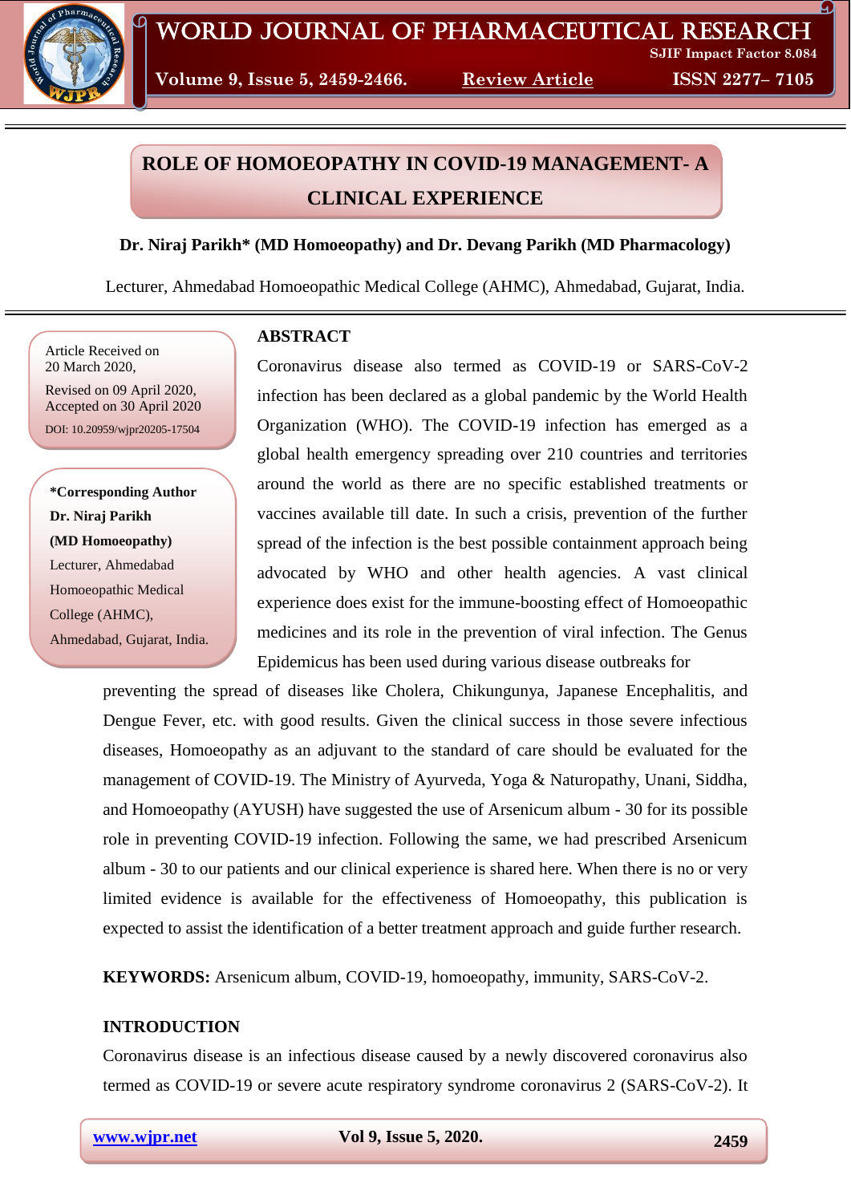# ROLE OF HOMOEOPATHY IN COVID-19 MANAGEMENT- A CLINICAL EXPERIENCE

**Dr. Niraj Parikh* (MD Homoeopathy) and Dr. Devang Parikh (MD Pharmacology)**

Lecturer, Ahmedabad Homoeopathic Medical College (AHMC), Ahmedabad, Gujarat, India.

Article Received on 20 March 2020,
Revised on 09 April 2020,
Accepted on 30 April 2020
DOI: 10.20959/wjpr20205-17504

**\*Corresponding Author**
**Dr. Niraj Parikh**
**(MD Homoeopathy)**
Lecturer, Ahmedabad Homoeopathic Medical College (AHMC), Ahmedabad, Gujarat, India.

## ABSTRACT

Coronavirus disease also termed as COVID-19 or SARS-CoV-2 infection has been declared as a global pandemic by the World Health Organization (WHO). The COVID-19 infection has emerged as a global health emergency spreading over 210 countries and territories around the world as there are no specific established treatments or vaccines available till date. In such a crisis, prevention of the further spread of the infection is the best possible containment approach being advocated by WHO and other health agencies. A vast clinical experience does exist for the immune-boosting effect of Homoeopathic medicines and its role in the prevention of viral infection. The Genus Epidemicus has been used during various disease outbreaks for preventing the spread of diseases like Cholera, Chikungunya, Japanese Encephalitis, and Dengue Fever, etc. with good results. Given the clinical success in those severe infectious diseases, Homoeopathy as an adjuvant to the standard of care should be evaluated for the management of COVID-19. The Ministry of Ayurveda, Yoga & Naturopathy, Unani, Siddha, and Homoeopathy (AYUSH) have suggested the use of Arsenicum album - 30 for its possible role in preventing COVID-19 infection. Following the same, we had prescribed Arsenicum album - 30 to our patients and our clinical experience is shared here. When there is no or very limited evidence is available for the effectiveness of Homoeopathy, this publication is expected to assist the identification of a better treatment approach and guide further research.

**KEYWORDS:** Arsenicum album, COVID-19, homoeopathy, immunity, SARS-CoV-2.

## INTRODUCTION

Coronavirus disease is an infectious disease caused by a newly discovered coronavirus also termed as COVID-19 or severe acute respiratory syndrome coronavirus 2 (SARS-CoV-2). It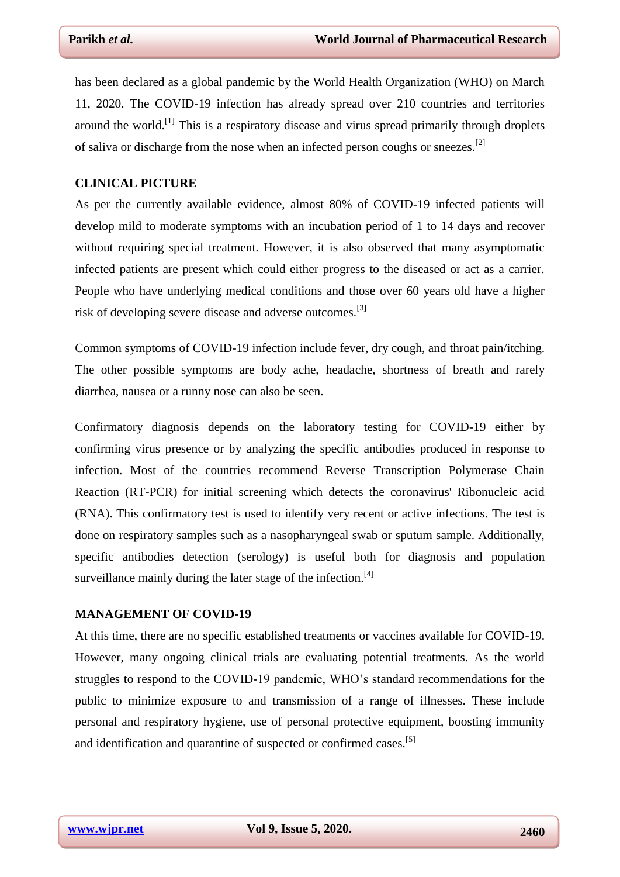has been declared as a global pandemic by the World Health Organization (WHO) on March 11, 2020. The COVID-19 infection has already spread over 210 countries and territories around the world.[1] This is a respiratory disease and virus spread primarily through droplets of saliva or discharge from the nose when an infected person coughs or sneezes.[2]

## CLINICAL PICTURE

As per the currently available evidence, almost 80% of COVID-19 infected patients will develop mild to moderate symptoms with an incubation period of 1 to 14 days and recover without requiring special treatment. However, it is also observed that many asymptomatic infected patients are present which could either progress to the diseased or act as a carrier. People who have underlying medical conditions and those over 60 years old have a higher risk of developing severe disease and adverse outcomes.[3]

Common symptoms of COVID-19 infection include fever, dry cough, and throat pain/itching. The other possible symptoms are body ache, headache, shortness of breath and rarely diarrhea, nausea or a runny nose can also be seen.

Confirmatory diagnosis depends on the laboratory testing for COVID-19 either by confirming virus presence or by analyzing the specific antibodies produced in response to infection. Most of the countries recommend Reverse Transcription Polymerase Chain Reaction (RT-PCR) for initial screening which detects the coronavirus' Ribonucleic acid (RNA). This confirmatory test is used to identify very recent or active infections. The test is done on respiratory samples such as a nasopharyngeal swab or sputum sample. Additionally, specific antibodies detection (serology) is useful both for diagnosis and population surveillance mainly during the later stage of the infection.[4]

## MANAGEMENT OF COVID-19

At this time, there are no specific established treatments or vaccines available for COVID-19. However, many ongoing clinical trials are evaluating potential treatments. As the world struggles to respond to the COVID-19 pandemic, WHO's standard recommendations for the public to minimize exposure to and transmission of a range of illnesses. These include personal and respiratory hygiene, use of personal protective equipment, boosting immunity and identification and quarantine of suspected or confirmed cases.[5]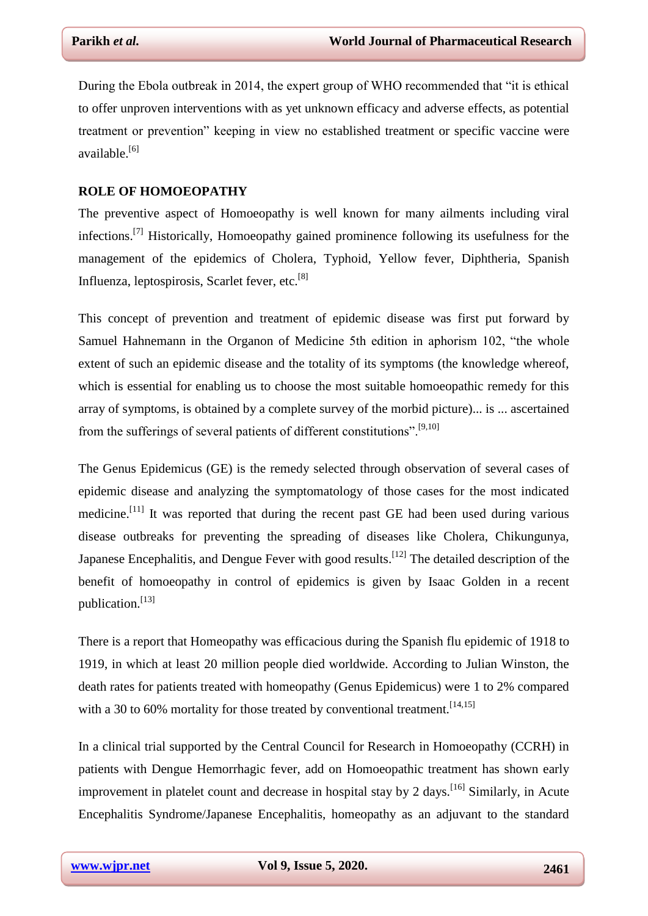During the Ebola outbreak in 2014, the expert group of WHO recommended that "it is ethical to offer unproven interventions with as yet unknown efficacy and adverse effects, as potential treatment or prevention" keeping in view no established treatment or specific vaccine were available.[6]

## ROLE OF HOMOEOPATHY

The preventive aspect of Homoeopathy is well known for many ailments including viral infections.[7] Historically, Homoeopathy gained prominence following its usefulness for the management of the epidemics of Cholera, Typhoid, Yellow fever, Diphtheria, Spanish Influenza, leptospirosis, Scarlet fever, etc.[8]

This concept of prevention and treatment of epidemic disease was first put forward by Samuel Hahnemann in the Organon of Medicine 5th edition in aphorism 102, "the whole extent of such an epidemic disease and the totality of its symptoms (the knowledge whereof, which is essential for enabling us to choose the most suitable homoeopathic remedy for this array of symptoms, is obtained by a complete survey of the morbid picture)... is ... ascertained from the sufferings of several patients of different constitutions".[9,10]

The Genus Epidemicus (GE) is the remedy selected through observation of several cases of epidemic disease and analyzing the symptomatology of those cases for the most indicated medicine.[11] It was reported that during the recent past GE had been used during various disease outbreaks for preventing the spreading of diseases like Cholera, Chikungunya, Japanese Encephalitis, and Dengue Fever with good results.[12] The detailed description of the benefit of homoeopathy in control of epidemics is given by Isaac Golden in a recent publication.[13]

There is a report that Homeopathy was efficacious during the Spanish flu epidemic of 1918 to 1919, in which at least 20 million people died worldwide. According to Julian Winston, the death rates for patients treated with homeopathy (Genus Epidemicus) were 1 to 2% compared with a 30 to 60% mortality for those treated by conventional treatment.[14,15]

In a clinical trial supported by the Central Council for Research in Homoeopathy (CCRH) in patients with Dengue Hemorrhagic fever, add on Homoeopathic treatment has shown early improvement in platelet count and decrease in hospital stay by 2 days.[16] Similarly, in Acute Encephalitis Syndrome/Japanese Encephalitis, homeopathy as an adjuvant to the standard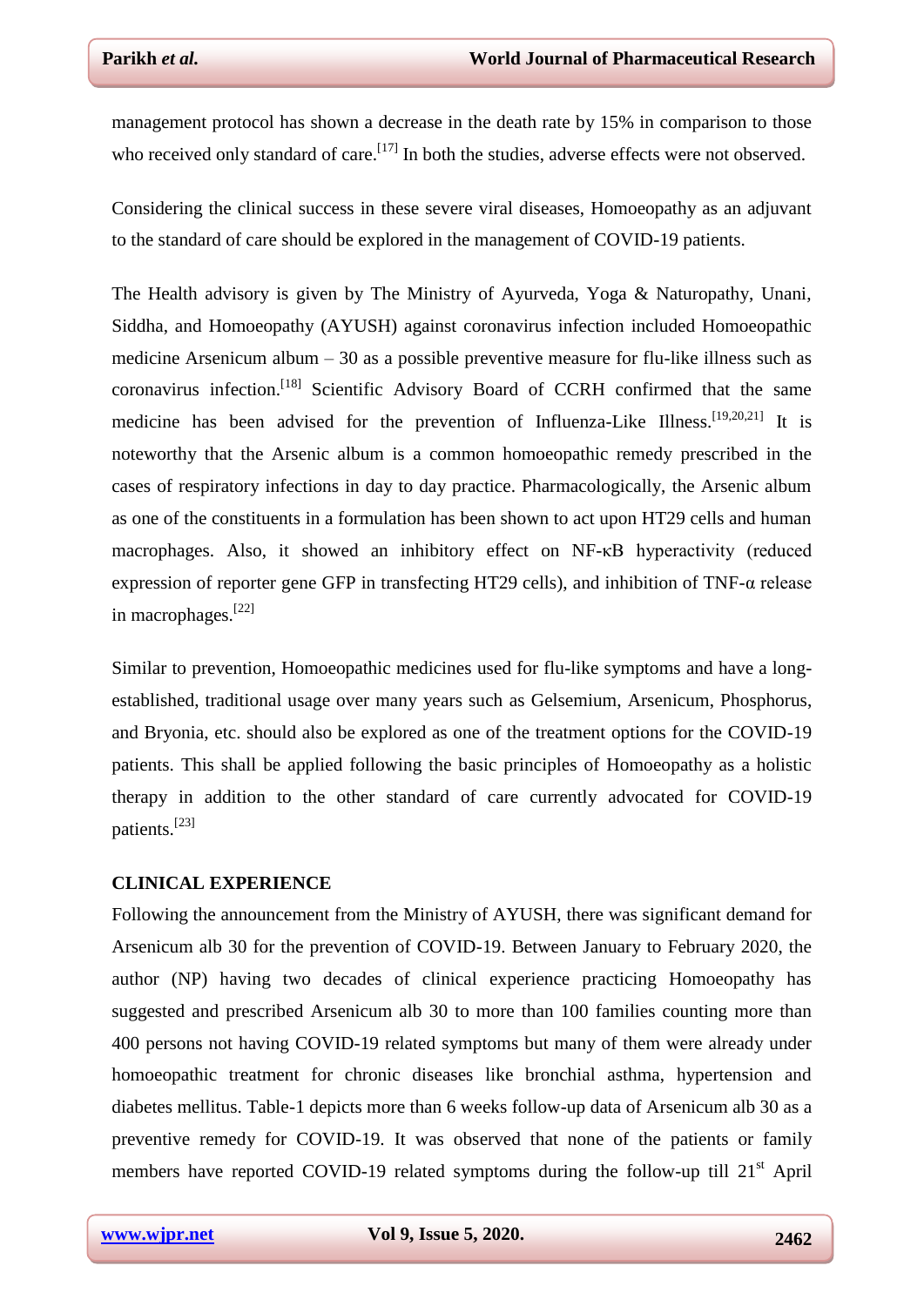management protocol has shown a decrease in the death rate by 15% in comparison to those who received only standard of care.[17] In both the studies, adverse effects were not observed.

Considering the clinical success in these severe viral diseases, Homoeopathy as an adjuvant to the standard of care should be explored in the management of COVID-19 patients.

The Health advisory is given by The Ministry of Ayurveda, Yoga & Naturopathy, Unani, Siddha, and Homoeopathy (AYUSH) against coronavirus infection included Homoeopathic medicine Arsenicum album – 30 as a possible preventive measure for flu-like illness such as coronavirus infection.[18] Scientific Advisory Board of CCRH confirmed that the same medicine has been advised for the prevention of Influenza-Like Illness.[19,20,21] It is noteworthy that the Arsenic album is a common homoeopathic remedy prescribed in the cases of respiratory infections in day to day practice. Pharmacologically, the Arsenic album as one of the constituents in a formulation has been shown to act upon HT29 cells and human macrophages. Also, it showed an inhibitory effect on NF-κB hyperactivity (reduced expression of reporter gene GFP in transfecting HT29 cells), and inhibition of TNF-α release in macrophages.[22]

Similar to prevention, Homoeopathic medicines used for flu-like symptoms and have a long-established, traditional usage over many years such as Gelsemium, Arsenicum, Phosphorus, and Bryonia, etc. should also be explored as one of the treatment options for the COVID-19 patients. This shall be applied following the basic principles of Homoeopathy as a holistic therapy in addition to the other standard of care currently advocated for COVID-19 patients.[23]

**CLINICAL EXPERIENCE**

Following the announcement from the Ministry of AYUSH, there was significant demand for Arsenicum alb 30 for the prevention of COVID-19. Between January to February 2020, the author (NP) having two decades of clinical experience practicing Homoeopathy has suggested and prescribed Arsenicum alb 30 to more than 100 families counting more than 400 persons not having COVID-19 related symptoms but many of them were already under homoeopathic treatment for chronic diseases like bronchial asthma, hypertension and diabetes mellitus. Table-1 depicts more than 6 weeks follow-up data of Arsenicum alb 30 as a preventive remedy for COVID-19. It was observed that none of the patients or family members have reported COVID-19 related symptoms during the follow-up till 21st April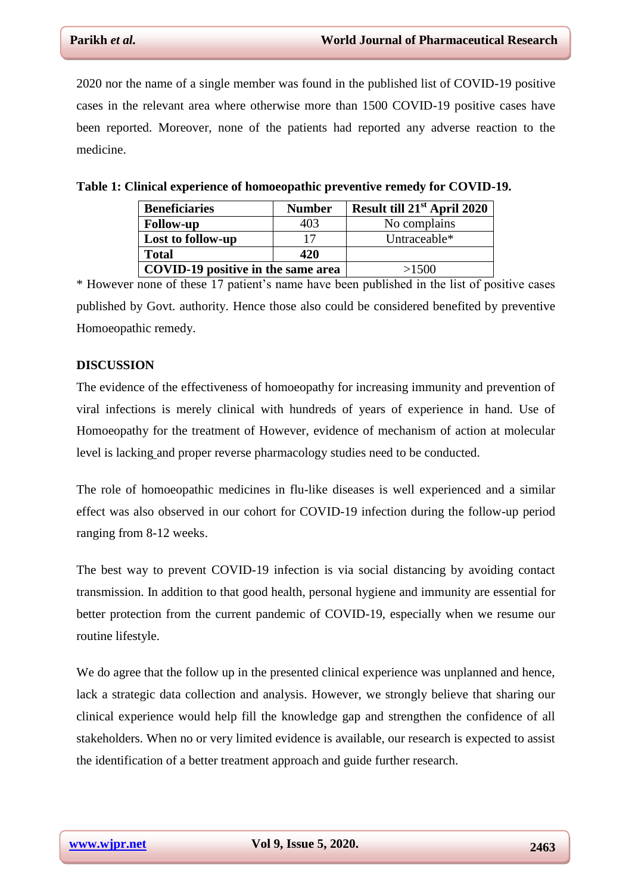2020 nor the name of a single member was found in the published list of COVID-19 positive cases in the relevant area where otherwise more than 1500 COVID-19 positive cases have been reported. Moreover, none of the patients had reported any adverse reaction to the medicine.

**Table 1: Clinical experience of homoeopathic preventive remedy for COVID-19.**

| **Beneficiaries** | **Number** | **Result till 21st April 2020** |
|---|---|---|
| **Follow-up** | 403 | No complains |
| **Lost to follow-up** | 17 | Untraceable* |
| **Total** | **420** | |
| **COVID-19 positive in the same area** | | >1500 |

* However none of these 17 patient's name have been published in the list of positive cases published by Govt. authority. Hence those also could be considered benefited by preventive Homoeopathic remedy.

## DISCUSSION

The evidence of the effectiveness of homoeopathy for increasing immunity and prevention of viral infections is merely clinical with hundreds of years of experience in hand. Use of Homoeopathy for the treatment of However, evidence of mechanism of action at molecular level is lacking and proper reverse pharmacology studies need to be conducted.

The role of homoeopathic medicines in flu-like diseases is well experienced and a similar effect was also observed in our cohort for COVID-19 infection during the follow-up period ranging from 8-12 weeks.

The best way to prevent COVID-19 infection is via social distancing by avoiding contact transmission. In addition to that good health, personal hygiene and immunity are essential for better protection from the current pandemic of COVID-19, especially when we resume our routine lifestyle.

We do agree that the follow up in the presented clinical experience was unplanned and hence, lack a strategic data collection and analysis. However, we strongly believe that sharing our clinical experience would help fill the knowledge gap and strengthen the confidence of all stakeholders. When no or very limited evidence is available, our research is expected to assist the identification of a better treatment approach and guide further research.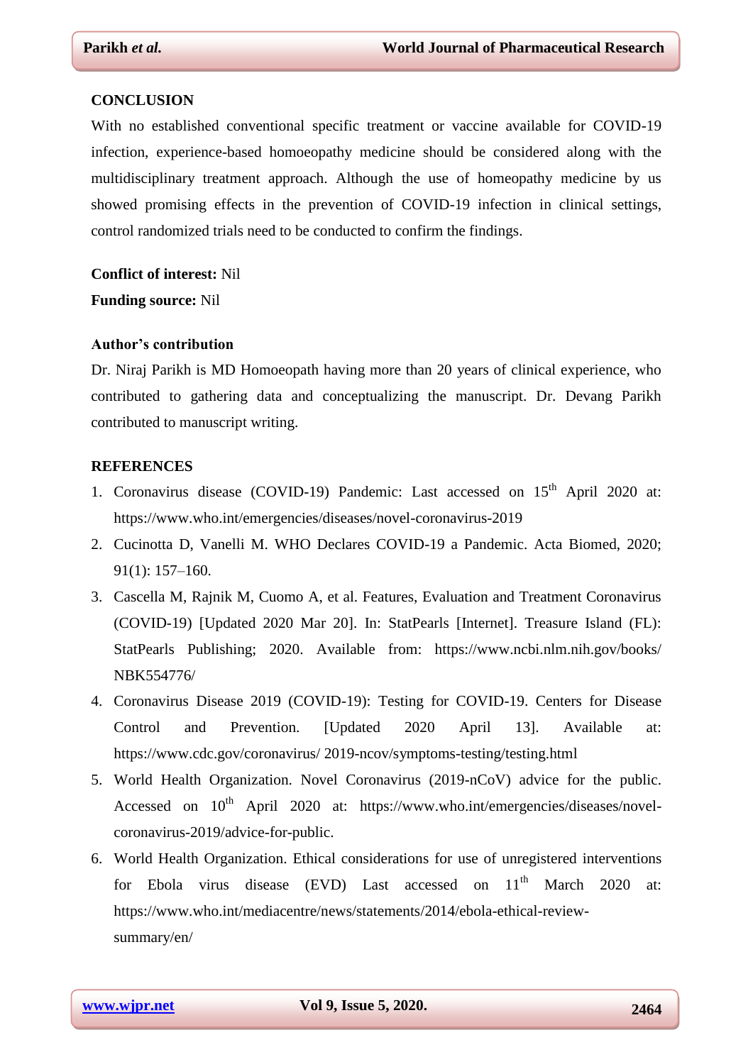## CONCLUSION

With no established conventional specific treatment or vaccine available for COVID-19 infection, experience-based homoeopathy medicine should be considered along with the multidisciplinary treatment approach. Although the use of homeopathy medicine by us showed promising effects in the prevention of COVID-19 infection in clinical settings, control randomized trials need to be conducted to confirm the findings.

**Conflict of interest:** Nil

**Funding source:** Nil

### Author's contribution

Dr. Niraj Parikh is MD Homoeopath having more than 20 years of clinical experience, who contributed to gathering data and conceptualizing the manuscript. Dr. Devang Parikh contributed to manuscript writing.

## REFERENCES

1. Coronavirus disease (COVID-19) Pandemic: Last accessed on 15th April 2020 at: https://www.who.int/emergencies/diseases/novel-coronavirus-2019
2. Cucinotta D, Vanelli M. WHO Declares COVID-19 a Pandemic. Acta Biomed, 2020; 91(1): 157–160.
3. Cascella M, Rajnik M, Cuomo A, et al. Features, Evaluation and Treatment Coronavirus (COVID-19) [Updated 2020 Mar 20]. In: StatPearls [Internet]. Treasure Island (FL): StatPearls Publishing; 2020. Available from: https://www.ncbi.nlm.nih.gov/books/NBK554776/
4. Coronavirus Disease 2019 (COVID-19): Testing for COVID-19. Centers for Disease Control and Prevention. [Updated 2020 April 13]. Available at: https://www.cdc.gov/coronavirus/ 2019-ncov/symptoms-testing/testing.html
5. World Health Organization. Novel Coronavirus (2019-nCoV) advice for the public. Accessed on 10th April 2020 at: https://www.who.int/emergencies/diseases/novel-coronavirus-2019/advice-for-public.
6. World Health Organization. Ethical considerations for use of unregistered interventions for Ebola virus disease (EVD) Last accessed on 11th March 2020 at: https://www.who.int/mediacentre/news/statements/2014/ebola-ethical-review-summary/en/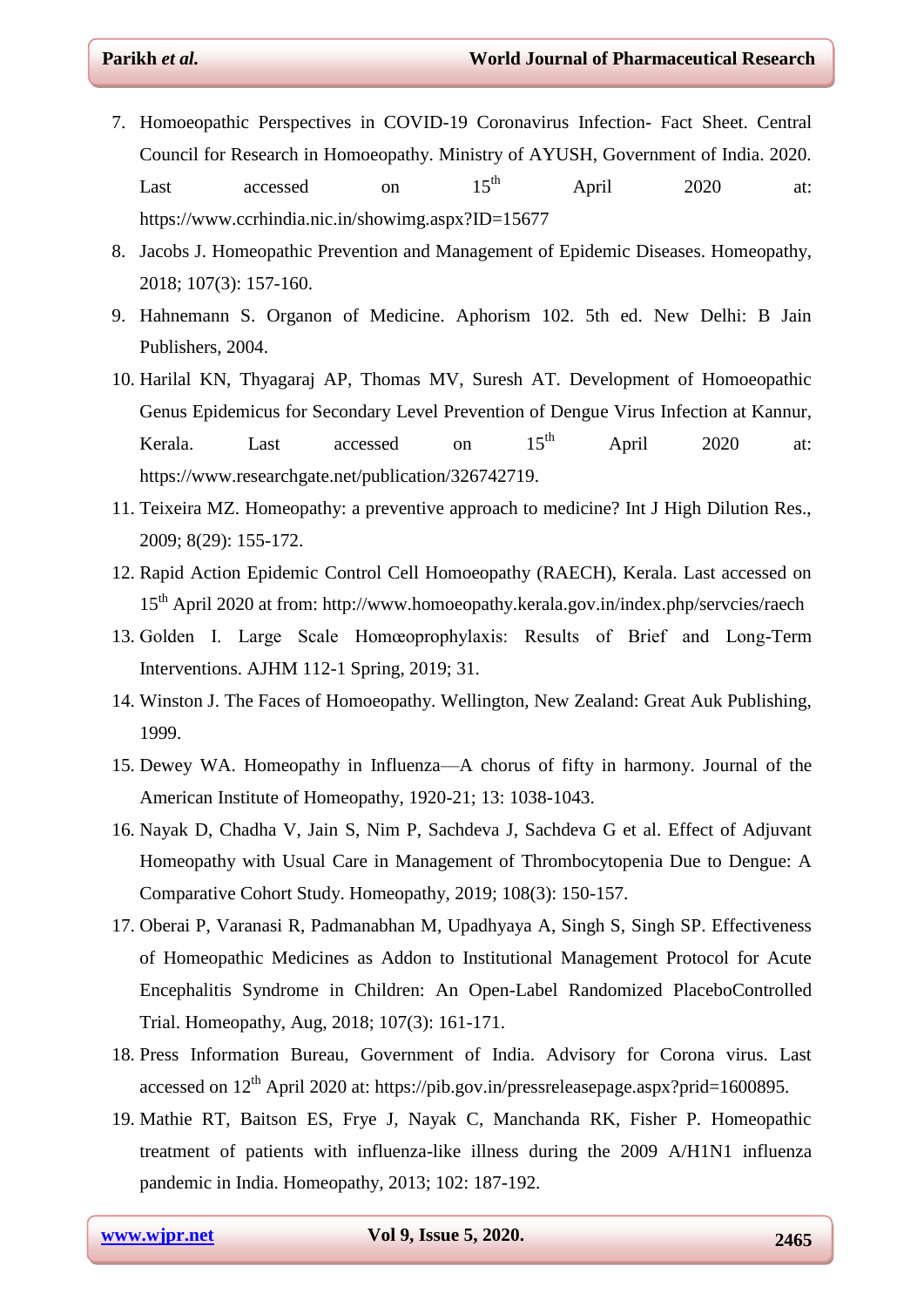7. Homoeopathic Perspectives in COVID-19 Coronavirus Infection- Fact Sheet. Central Council for Research in Homoeopathy. Ministry of AYUSH, Government of India. 2020. Last accessed on 15th April 2020 at: https://www.ccrhindia.nic.in/showimg.aspx?ID=15677
8. Jacobs J. Homeopathic Prevention and Management of Epidemic Diseases. Homeopathy, 2018; 107(3): 157-160.
9. Hahnemann S. Organon of Medicine. Aphorism 102. 5th ed. New Delhi: B Jain Publishers, 2004.
10. Harilal KN, Thyagaraj AP, Thomas MV, Suresh AT. Development of Homoeopathic Genus Epidemicus for Secondary Level Prevention of Dengue Virus Infection at Kannur, Kerala. Last accessed on 15th April 2020 at: https://www.researchgate.net/publication/326742719.
11. Teixeira MZ. Homeopathy: a preventive approach to medicine? Int J High Dilution Res., 2009; 8(29): 155-172.
12. Rapid Action Epidemic Control Cell Homoeopathy (RAECH), Kerala. Last accessed on 15th April 2020 at from: http://www.homoeopathy.kerala.gov.in/index.php/servcies/raech
13. Golden I. Large Scale Homœoprophylaxis: Results of Brief and Long-Term Interventions. AJHM 112-1 Spring, 2019; 31.
14. Winston J. The Faces of Homoeopathy. Wellington, New Zealand: Great Auk Publishing, 1999.
15. Dewey WA. Homeopathy in Influenza—A chorus of fifty in harmony. Journal of the American Institute of Homeopathy, 1920-21; 13: 1038-1043.
16. Nayak D, Chadha V, Jain S, Nim P, Sachdeva J, Sachdeva G et al. Effect of Adjuvant Homeopathy with Usual Care in Management of Thrombocytopenia Due to Dengue: A Comparative Cohort Study. Homeopathy, 2019; 108(3): 150-157.
17. Oberai P, Varanasi R, Padmanabhan M, Upadhyaya A, Singh S, Singh SP. Effectiveness of Homeopathic Medicines as Addon to Institutional Management Protocol for Acute Encephalitis Syndrome in Children: An Open-Label Randomized PlaceboControlled Trial. Homeopathy, Aug, 2018; 107(3): 161-171.
18. Press Information Bureau, Government of India. Advisory for Corona virus. Last accessed on 12th April 2020 at: https://pib.gov.in/pressreleasepage.aspx?prid=1600895.
19. Mathie RT, Baitson ES, Frye J, Nayak C, Manchanda RK, Fisher P. Homeopathic treatment of patients with influenza-like illness during the 2009 A/H1N1 influenza pandemic in India. Homeopathy, 2013; 102: 187-192.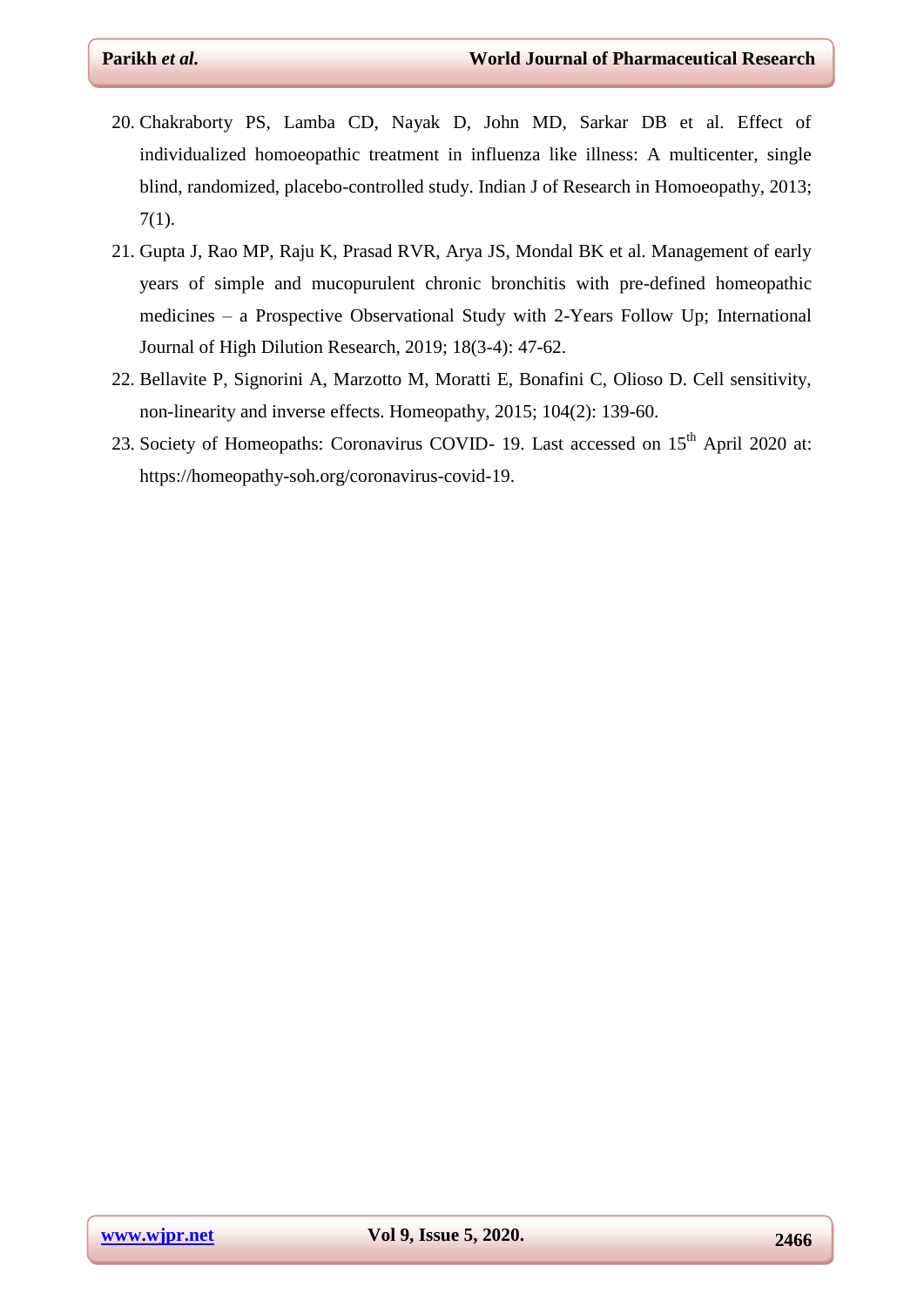20. Chakraborty PS, Lamba CD, Nayak D, John MD, Sarkar DB et al. Effect of individualized homoeopathic treatment in influenza like illness: A multicenter, single blind, randomized, placebo-controlled study. Indian J of Research in Homoeopathy, 2013; 7(1).
21. Gupta J, Rao MP, Raju K, Prasad RVR, Arya JS, Mondal BK et al. Management of early years of simple and mucopurulent chronic bronchitis with pre-defined homeopathic medicines – a Prospective Observational Study with 2-Years Follow Up; International Journal of High Dilution Research, 2019; 18(3-4): 47-62.
22. Bellavite P, Signorini A, Marzotto M, Moratti E, Bonafini C, Olioso D. Cell sensitivity, non-linearity and inverse effects. Homeopathy, 2015; 104(2): 139-60.
23. Society of Homeopaths: Coronavirus COVID- 19. Last accessed on 15th April 2020 at: https://homeopathy-soh.org/coronavirus-covid-19.